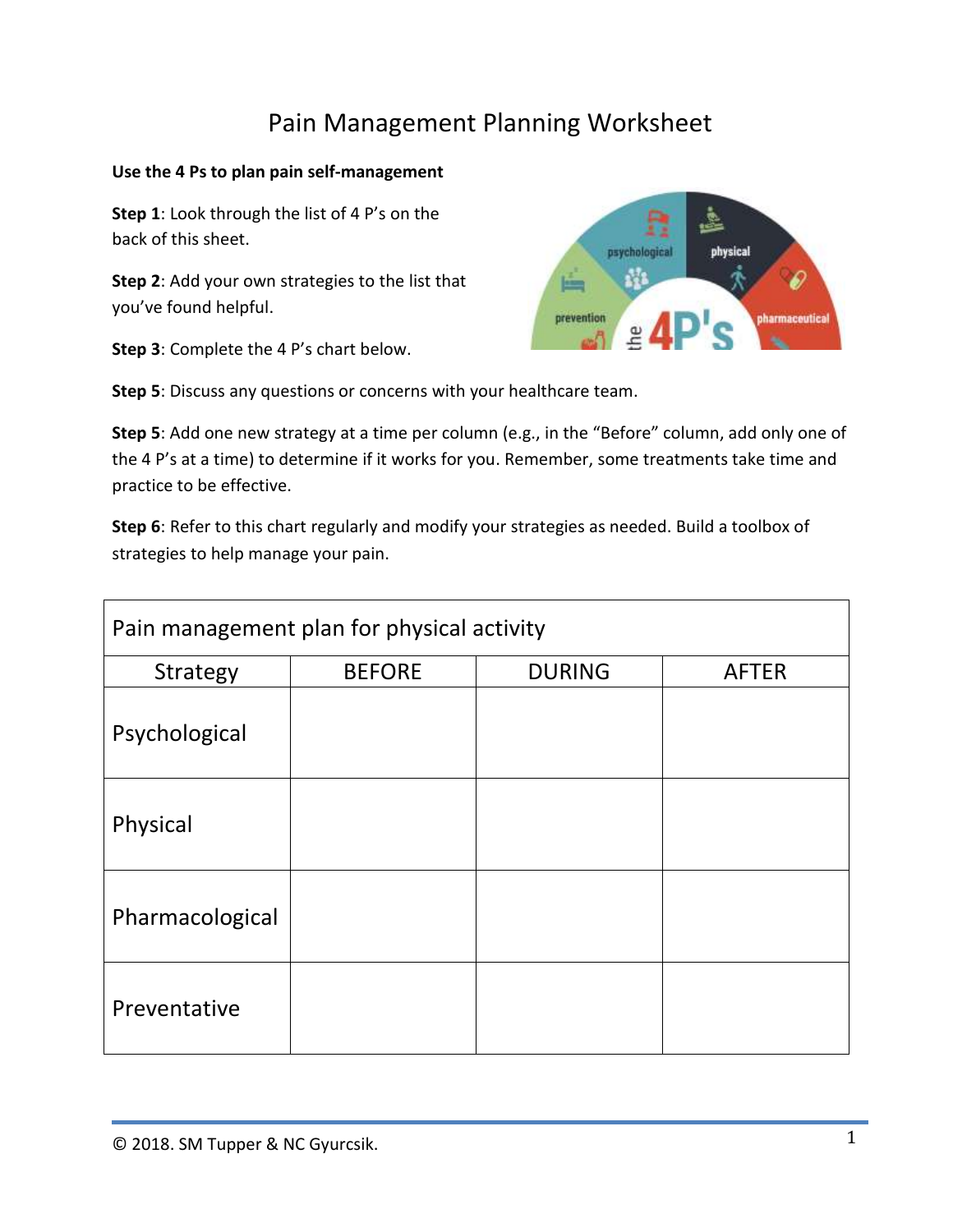# Pain Management Planning Worksheet

**Use the 4 Ps to plan pain self-management**

**Step 1**: Look through the list of 4 P's on the back of this sheet.

**Step 2**: Add your own strategies to the list that you've found helpful.

**Step 3**: Complete the 4 P's chart below.

**Step 5**: Discuss any questions or concerns with your healthcare team.

**Step 5**: Add one new strategy at a time per column (e.g., in the "Before" column, add only one of the 4 P's at a time) to determine if it works for you. Remember, some treatments take time and practice to be effective.

**Step 6**: Refer to this chart regularly and modify your strategies as needed. Build a toolbox of strategies to help manage your pain.

| Pain management plan for physical activity | | | |
|---|---|---|---|
| Strategy | BEFORE | DURING | AFTER |
| Psychological | | | |
| Physical | | | |
| Pharmacological | | | |
| Preventative | | | |

© 2018. SM Tupper & NC Gyurcsik.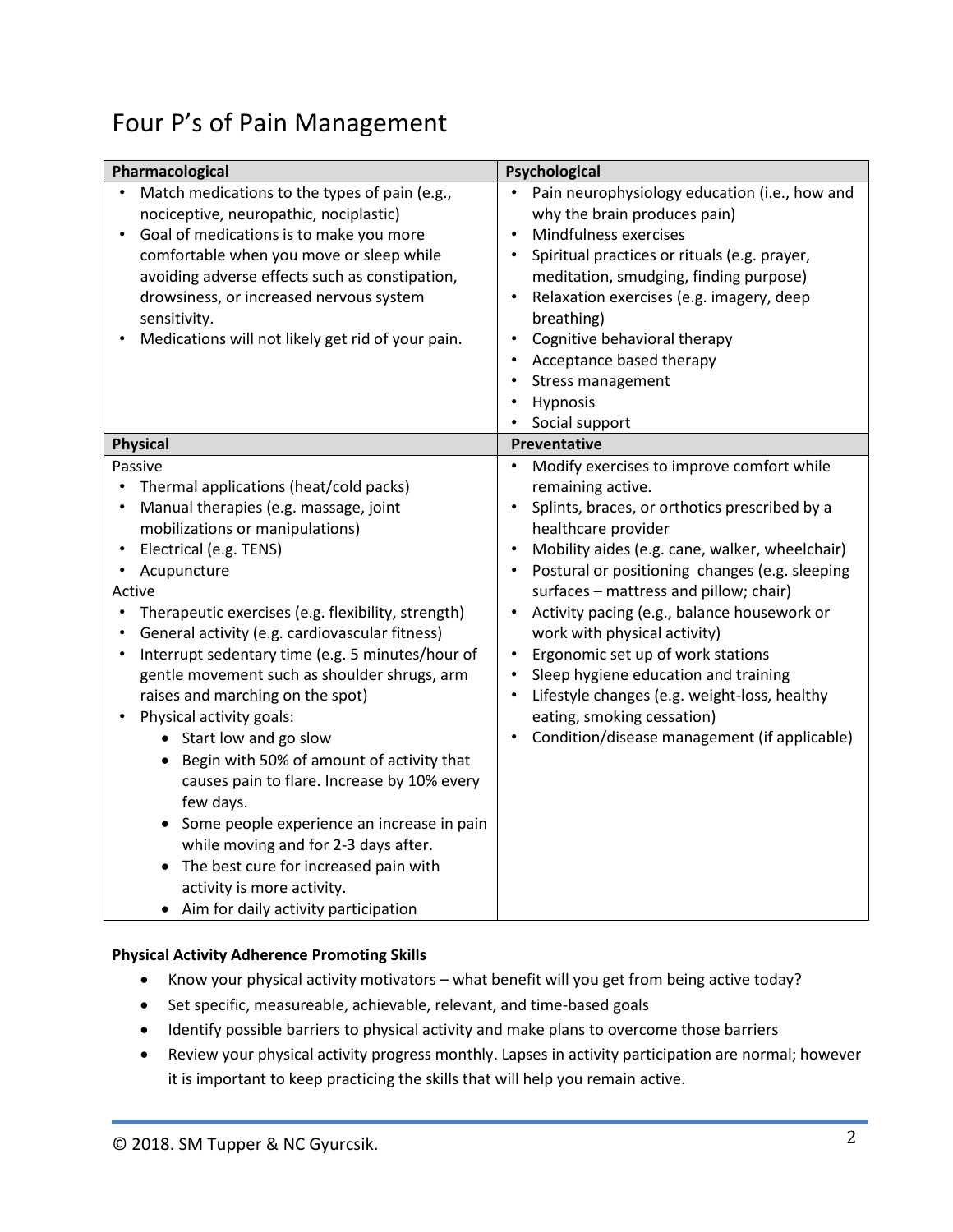# Four P's of Pain Management

| Pharmacological | Psychological |
| --- | --- |
| • Match medications to the types of pain (e.g., nociceptive, neuropathic, nociplastic)<br>• Goal of medications is to make you more comfortable when you move or sleep while avoiding adverse effects such as constipation, drowsiness, or increased nervous system sensitivity.<br>• Medications will not likely get rid of your pain. | • Pain neurophysiology education (i.e., how and why the brain produces pain)<br>• Mindfulness exercises<br>• Spiritual practices or rituals (e.g. prayer, meditation, smudging, finding purpose)<br>• Relaxation exercises (e.g. imagery, deep breathing)<br>• Cognitive behavioral therapy<br>• Acceptance based therapy<br>• Stress management<br>• Hypnosis<br>• Social support |
| **Physical** | **Preventative** |
| Passive<br>• Thermal applications (heat/cold packs)<br>• Manual therapies (e.g. massage, joint mobilizations or manipulations)<br>• Electrical (e.g. TENS)<br>• Acupuncture<br>Active<br>• Therapeutic exercises (e.g. flexibility, strength)<br>• General activity (e.g. cardiovascular fitness)<br>• Interrupt sedentary time (e.g. 5 minutes/hour of gentle movement such as shoulder shrugs, arm raises and marching on the spot)<br>• Physical activity goals:<br>&nbsp;&nbsp;◦ Start low and go slow<br>&nbsp;&nbsp;◦ Begin with 50% of amount of activity that causes pain to flare. Increase by 10% every few days.<br>&nbsp;&nbsp;◦ Some people experience an increase in pain while moving and for 2-3 days after.<br>&nbsp;&nbsp;◦ The best cure for increased pain with activity is more activity.<br>&nbsp;&nbsp;◦ Aim for daily activity participation | • Modify exercises to improve comfort while remaining active.<br>• Splints, braces, or orthotics prescribed by a healthcare provider<br>• Mobility aides (e.g. cane, walker, wheelchair)<br>• Postural or positioning changes (e.g. sleeping surfaces – mattress and pillow; chair)<br>• Activity pacing (e.g., balance housework or work with physical activity)<br>• Ergonomic set up of work stations<br>• Sleep hygiene education and training<br>• Lifestyle changes (e.g. weight-loss, healthy eating, smoking cessation)<br>• Condition/disease management (if applicable) |

**Physical Activity Adherence Promoting Skills**

- Know your physical activity motivators – what benefit will you get from being active today?
- Set specific, measureable, achievable, relevant, and time-based goals
- Identify possible barriers to physical activity and make plans to overcome those barriers
- Review your physical activity progress monthly. Lapses in activity participation are normal; however it is important to keep practicing the skills that will help you remain active.

© 2018. SM Tupper & NC Gyurcsik.